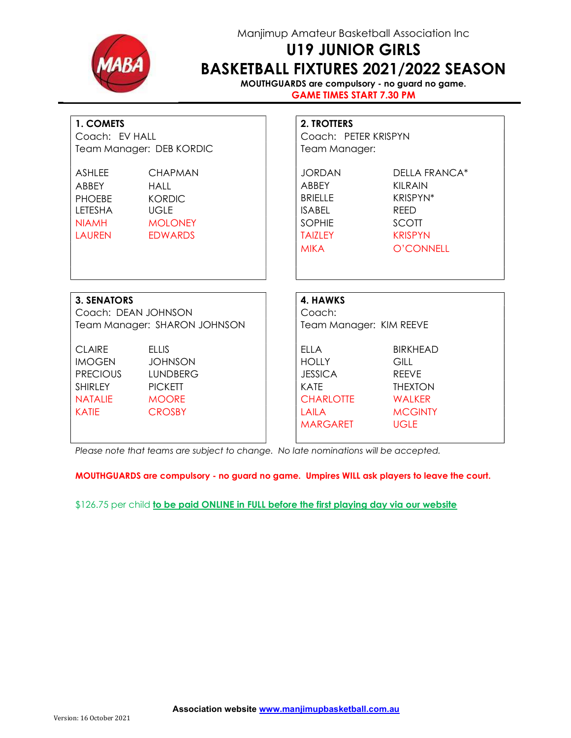Manjimup Amateur Basketball Association Inc

# U19 JUNIOR GIRLS

# BASKETBALL FIXTURES 2021/2022 SEASON

**MOUTHGUARDS are compulsory - no guard no game.**

**GAME TIMES START 7.30 PM**

### 1. COMETS

Coach: EV HALL

Team Manager: DEB KORDIC

| | |
|---|---|
| ASHLEE | CHAPMAN |
| ABBEY | HALL |
| PHOEBE | KORDIC |
| LETESHA | UGLE |
| NIAMH | MOLONEY |
| LAUREN | EDWARDS |

### 2. TROTTERS

Coach: PETER KRISPYN

Team Manager:

| | |
|---|---|
| JORDAN | DELLA FRANCA* |
| ABBEY | KILRAIN |
| BRIELLE | KRISPYN* |
| ISABEL | REED |
| SOPHIE | SCOTT |
| TAIZLEY | KRISPYN |
| MIKA | O'CONNELL |

### 3. SENATORS

Coach: DEAN JOHNSON

Team Manager: SHARON JOHNSON

| | |
|---|---|
| CLAIRE | ELLIS |
| IMOGEN | JOHNSON |
| PRECIOUS | LUNDBERG |
| SHIRLEY | PICKETT |
| NATALIE | MOORE |
| KATIE | CROSBY |

### 4. HAWKS

Coach:

Team Manager: KIM REEVE

| | |
|---|---|
| ELLA | BIRKHEAD |
| HOLLY | GILL |
| JESSICA | REEVE |
| KATE | THEXTON |
| CHARLOTTE | WALKER |
| LAILA | MCGINTY |
| MARGARET | UGLE |

*Please note that teams are subject to change. No late nominations will be accepted.*

**MOUTHGUARDS are compulsory - no guard no game. Umpires WILL ask players to leave the court.**

$126.75 per child **to be paid ONLINE in FULL before the first playing day via our website**

**Association website www.manjimupbasketball.com.au**

Version: 16 October 2021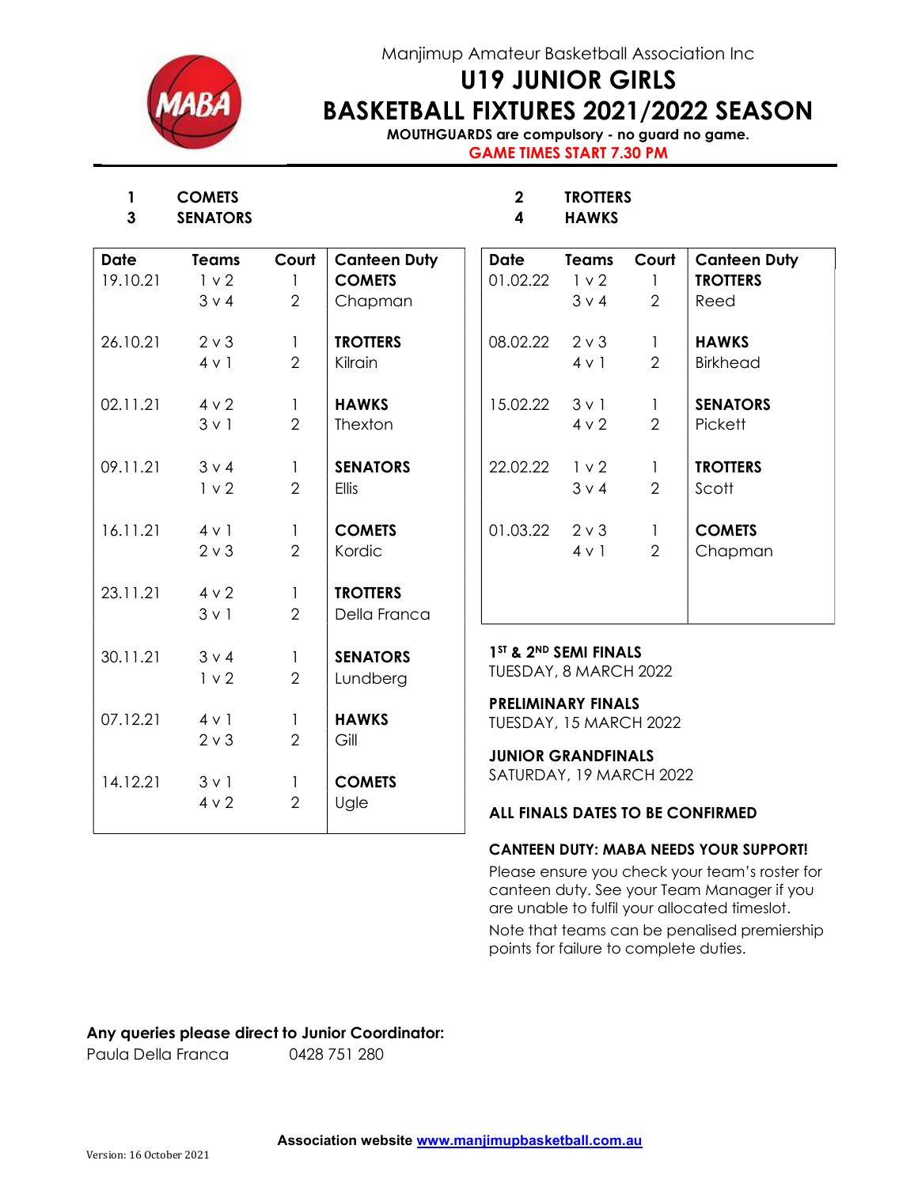Manjimup Amateur Basketball Association Inc

# U19 JUNIOR GIRLS BASKETBALL FIXTURES 2021/2022 SEASON

**MOUTHGUARDS are compulsory - no guard no game.**

**GAME TIMES START 7.30 PM**

| | |
|---|---|
| **1** | **COMETS** |
| **3** | **SENATORS** |
| **2** | **TROTTERS** |
| **4** | **HAWKS** |

| Date | Teams | Court | Canteen Duty |
|---|---|---|---|
| 19.10.21 | 1 v 2 | 1 | **COMETS** |
| | 3 v 4 | 2 | Chapman |
| 26.10.21 | 2 v 3 | 1 | **TROTTERS** |
| | 4 v 1 | 2 | Kilrain |
| 02.11.21 | 4 v 2 | 1 | **HAWKS** |
| | 3 v 1 | 2 | Thexton |
| 09.11.21 | 3 v 4 | 1 | **SENATORS** |
| | 1 v 2 | 2 | Ellis |
| 16.11.21 | 4 v 1 | 1 | **COMETS** |
| | 2 v 3 | 2 | Kordic |
| 23.11.21 | 4 v 2 | 1 | **TROTTERS** |
| | 3 v 1 | 2 | Della Franca |
| 30.11.21 | 3 v 4 | 1 | **SENATORS** |
| | 1 v 2 | 2 | Lundberg |
| 07.12.21 | 4 v 1 | 1 | **HAWKS** |
| | 2 v 3 | 2 | Gill |
| 14.12.21 | 3 v 1 | 1 | **COMETS** |
| | 4 v 2 | 2 | Ugle |

| Date | Teams | Court | Canteen Duty |
|---|---|---|---|
| 01.02.22 | 1 v 2 | 1 | **TROTTERS** |
| | 3 v 4 | 2 | Reed |
| 08.02.22 | 2 v 3 | 1 | **HAWKS** |
| | 4 v 1 | 2 | Birkhead |
| 15.02.22 | 3 v 1 | 1 | **SENATORS** |
| | 4 v 2 | 2 | Pickett |
| 22.02.22 | 1 v 2 | 1 | **TROTTERS** |
| | 3 v 4 | 2 | Scott |
| 01.03.22 | 2 v 3 | 1 | **COMETS** |
| | 4 v 1 | 2 | Chapman |

**1ST & 2ND SEMI FINALS**
TUESDAY, 8 MARCH 2022

**PRELIMINARY FINALS**
TUESDAY, 15 MARCH 2022

**JUNIOR GRANDFINALS**
SATURDAY, 19 MARCH 2022

**ALL FINALS DATES TO BE CONFIRMED**

**CANTEEN DUTY: MABA NEEDS YOUR SUPPORT!**

Please ensure you check your team's roster for canteen duty. See your Team Manager if you are unable to fulfil your allocated timeslot.

Note that teams can be penalised premiership points for failure to complete duties.

**Any queries please direct to Junior Coordinator:**

Paula Della Franca 0428 751 280

**Association website www.manjimupbasketball.com.au**

Version: 16 October 2021